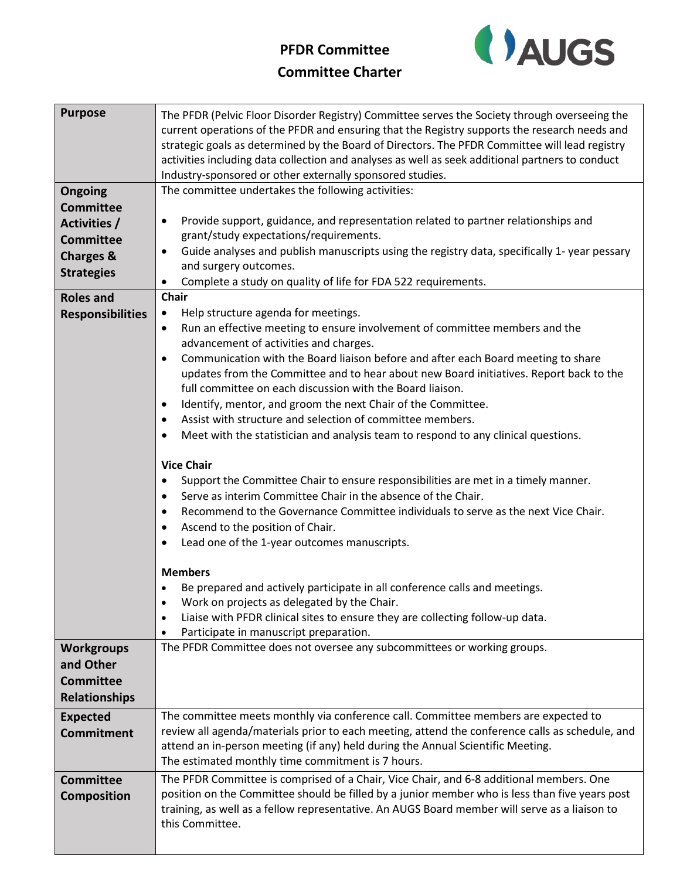# PFDR Committee

## Committee Charter

| | |
|---|---|
| **Purpose** | The PFDR (Pelvic Floor Disorder Registry) Committee serves the Society through overseeing the current operations of the PFDR and ensuring that the Registry supports the research needs and strategic goals as determined by the Board of Directors. The PFDR Committee will lead registry activities including data collection and analyses as well as seek additional partners to conduct Industry-sponsored or other externally sponsored studies. |
| **Ongoing Committee Activities / Committee Charges & Strategies** | The committee undertakes the following activities:<br><br>• Provide support, guidance, and representation related to partner relationships and grant/study expectations/requirements.<br>• Guide analyses and publish manuscripts using the registry data, specifically 1- year pessary and surgery outcomes.<br>• Complete a study on quality of life for FDA 522 requirements. |
| **Roles and Responsibilities** | **Chair**<br>• Help structure agenda for meetings.<br>• Run an effective meeting to ensure involvement of committee members and the advancement of activities and charges.<br>• Communication with the Board liaison before and after each Board meeting to share updates from the Committee and to hear about new Board initiatives. Report back to the full committee on each discussion with the Board liaison.<br>• Identify, mentor, and groom the next Chair of the Committee.<br>• Assist with structure and selection of committee members.<br>• Meet with the statistician and analysis team to respond to any clinical questions.<br><br>**Vice Chair**<br>• Support the Committee Chair to ensure responsibilities are met in a timely manner.<br>• Serve as interim Committee Chair in the absence of the Chair.<br>• Recommend to the Governance Committee individuals to serve as the next Vice Chair.<br>• Ascend to the position of Chair.<br>• Lead one of the 1-year outcomes manuscripts.<br><br>**Members**<br>• Be prepared and actively participate in all conference calls and meetings.<br>• Work on projects as delegated by the Chair.<br>• Liaise with PFDR clinical sites to ensure they are collecting follow-up data.<br>• Participate in manuscript preparation. |
| **Workgroups and Other Committee Relationships** | The PFDR Committee does not oversee any subcommittees or working groups. |
| **Expected Commitment** | The committee meets monthly via conference call. Committee members are expected to review all agenda/materials prior to each meeting, attend the conference calls as schedule, and attend an in-person meeting (if any) held during the Annual Scientific Meeting.<br>The estimated monthly time commitment is 7 hours. |
| **Committee Composition** | The PFDR Committee is comprised of a Chair, Vice Chair, and 6-8 additional members. One position on the Committee should be filled by a junior member who is less than five years post training, as well as a fellow representative. An AUGS Board member will serve as a liaison to this Committee. |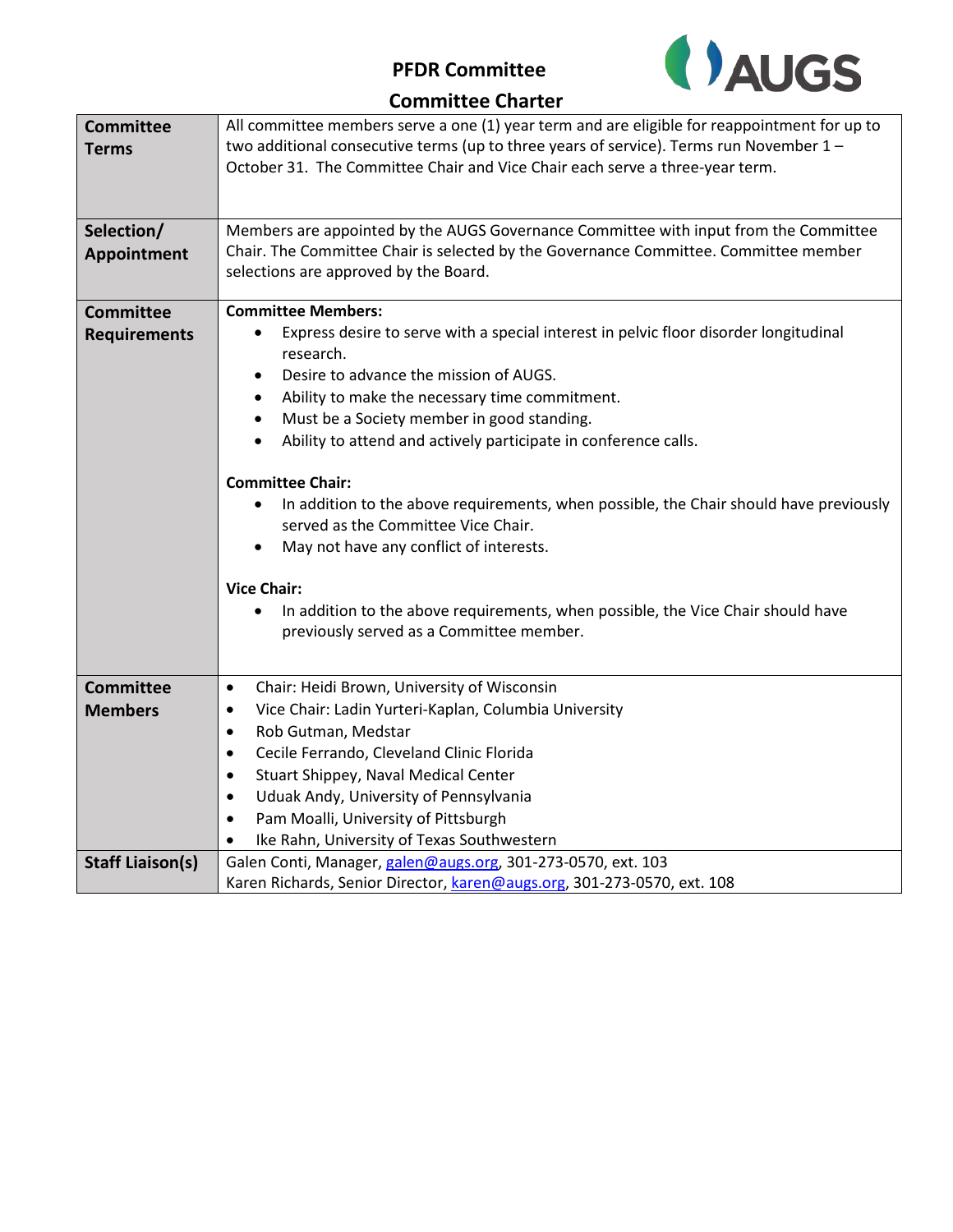# PFDR Committee

## Committee Charter

| | |
|---|---|
| **Committee Terms** | All committee members serve a one (1) year term and are eligible for reappointment for up to two additional consecutive terms (up to three years of service). Terms run November 1 – October 31. The Committee Chair and Vice Chair each serve a three-year term. |
| **Selection/ Appointment** | Members are appointed by the AUGS Governance Committee with input from the Committee Chair. The Committee Chair is selected by the Governance Committee. Committee member selections are approved by the Board. |
| **Committee Requirements** | **Committee Members:**<br>• Express desire to serve with a special interest in pelvic floor disorder longitudinal research.<br>• Desire to advance the mission of AUGS.<br>• Ability to make the necessary time commitment.<br>• Must be a Society member in good standing.<br>• Ability to attend and actively participate in conference calls.<br><br>**Committee Chair:**<br>• In addition to the above requirements, when possible, the Chair should have previously served as the Committee Vice Chair.<br>• May not have any conflict of interests.<br><br>**Vice Chair:**<br>• In addition to the above requirements, when possible, the Vice Chair should have previously served as a Committee member. |
| **Committee Members** | • Chair: Heidi Brown, University of Wisconsin<br>• Vice Chair: Ladin Yurteri-Kaplan, Columbia University<br>• Rob Gutman, Medstar<br>• Cecile Ferrando, Cleveland Clinic Florida<br>• Stuart Shippey, Naval Medical Center<br>• Uduak Andy, University of Pennsylvania<br>• Pam Moalli, University of Pittsburgh<br>• Ike Rahn, University of Texas Southwestern |
| **Staff Liaison(s)** | Galen Conti, Manager, galen@augs.org, 301-273-0570, ext. 103<br>Karen Richards, Senior Director, karen@augs.org, 301-273-0570, ext. 108 |